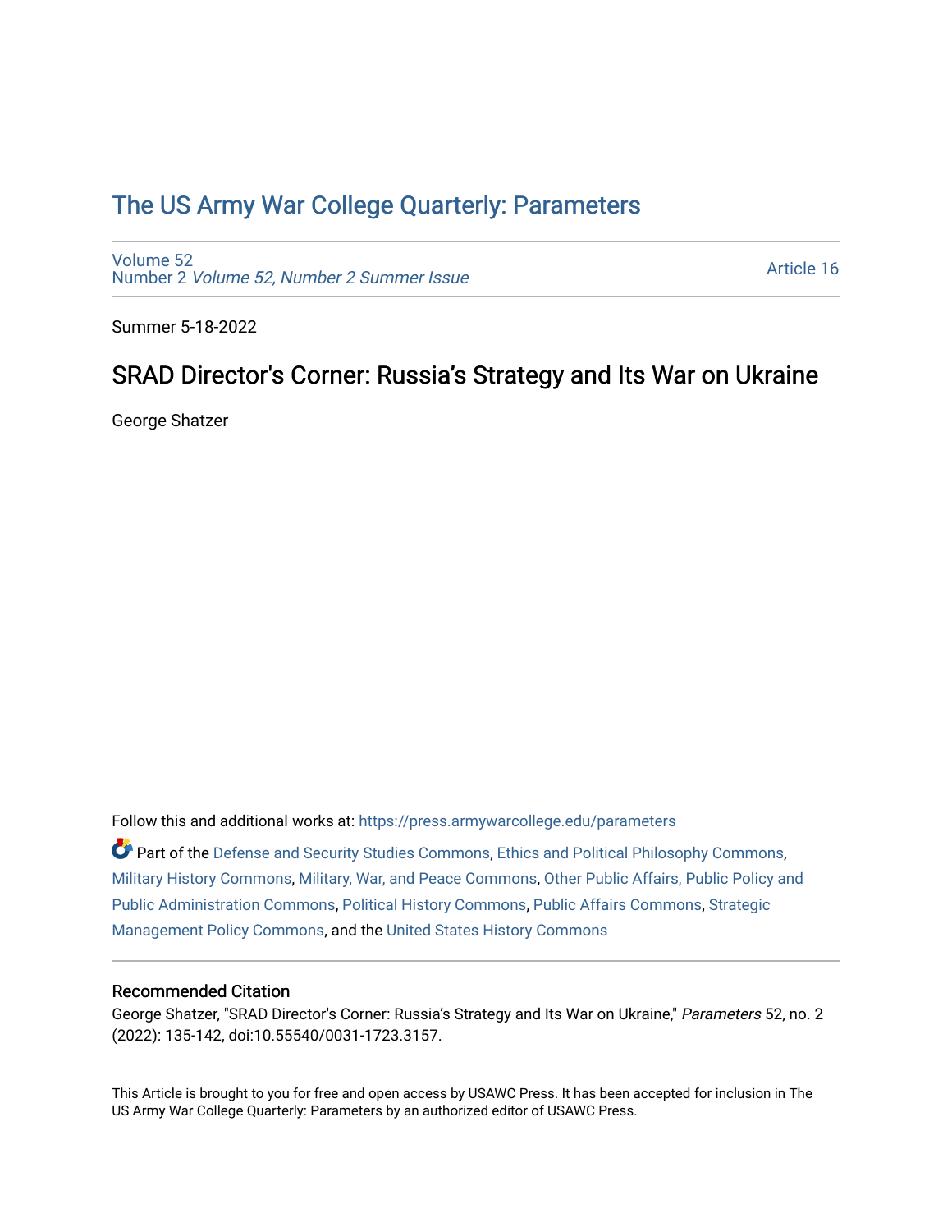# The US Army War College Quarterly: Parameters

Volume 52
Number 2 *Volume 52, Number 2 Summer Issue*

Article 16

Summer 5-18-2022

## SRAD Director's Corner: Russia’s Strategy and Its War on Ukraine

George Shatzer

Follow this and additional works at: https://press.armywarcollege.edu/parameters

Part of the Defense and Security Studies Commons, Ethics and Political Philosophy Commons, Military History Commons, Military, War, and Peace Commons, Other Public Affairs, Public Policy and Public Administration Commons, Political History Commons, Public Affairs Commons, Strategic Management Policy Commons, and the United States History Commons

### Recommended Citation

George Shatzer, "SRAD Director's Corner: Russia’s Strategy and Its War on Ukraine," *Parameters* 52, no. 2 (2022): 135-142, doi:10.55540/0031-1723.3157.

This Article is brought to you for free and open access by USAWC Press. It has been accepted for inclusion in The US Army War College Quarterly: Parameters by an authorized editor of USAWC Press.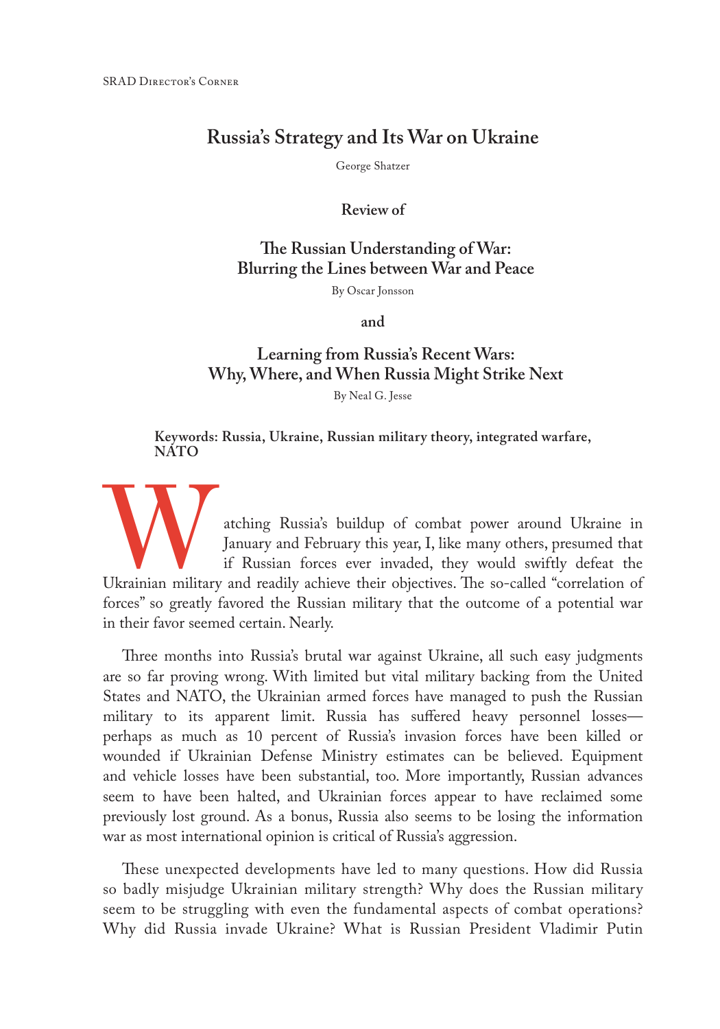SRAD Director's Corner

# Russia's Strategy and Its War on Ukraine

George Shatzer

**Review of**

## The Russian Understanding of War: Blurring the Lines between War and Peace

By Oscar Jonsson

**and**

## Learning from Russia's Recent Wars: Why, Where, and When Russia Might Strike Next

By Neal G. Jesse

**Keywords: Russia, Ukraine, Russian military theory, integrated warfare, NATO**

Watching Russia's buildup of combat power around Ukraine in January and February this year, I, like many others, presumed that if Russian forces ever invaded, they would swiftly defeat the Ukrainian military and readily achieve their objectives. The so-called "correlation of forces" so greatly favored the Russian military that the outcome of a potential war in their favor seemed certain. Nearly.

Three months into Russia's brutal war against Ukraine, all such easy judgments are so far proving wrong. With limited but vital military backing from the United States and NATO, the Ukrainian armed forces have managed to push the Russian military to its apparent limit. Russia has suffered heavy personnel losses—perhaps as much as 10 percent of Russia's invasion forces have been killed or wounded if Ukrainian Defense Ministry estimates can be believed. Equipment and vehicle losses have been substantial, too. More importantly, Russian advances seem to have been halted, and Ukrainian forces appear to have reclaimed some previously lost ground. As a bonus, Russia also seems to be losing the information war as most international opinion is critical of Russia's aggression.

These unexpected developments have led to many questions. How did Russia so badly misjudge Ukrainian military strength? Why does the Russian military seem to be struggling with even the fundamental aspects of combat operations? Why did Russia invade Ukraine? What is Russian President Vladimir Putin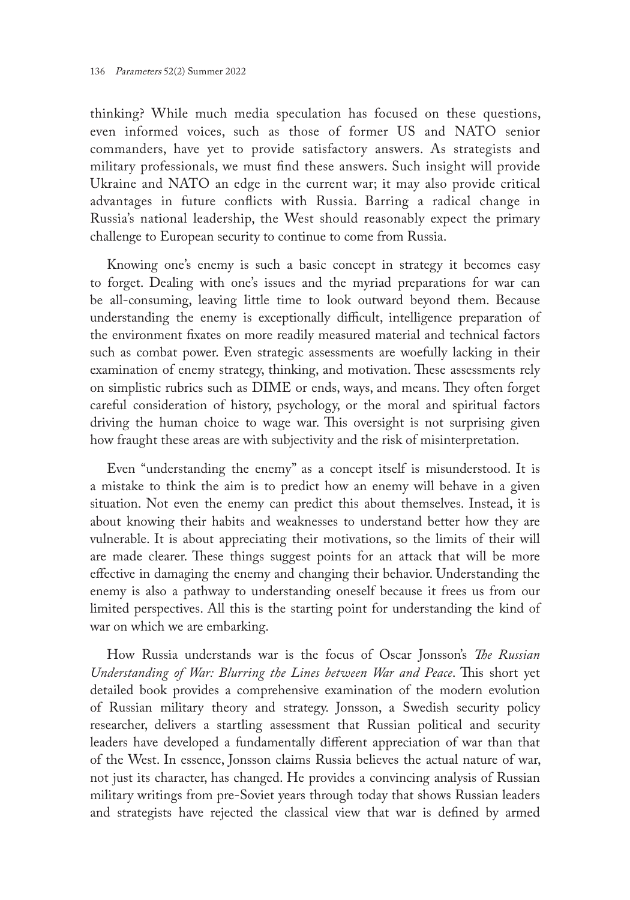thinking? While much media speculation has focused on these questions, even informed voices, such as those of former US and NATO senior commanders, have yet to provide satisfactory answers. As strategists and military professionals, we must find these answers. Such insight will provide Ukraine and NATO an edge in the current war; it may also provide critical advantages in future conflicts with Russia. Barring a radical change in Russia's national leadership, the West should reasonably expect the primary challenge to European security to continue to come from Russia.

Knowing one's enemy is such a basic concept in strategy it becomes easy to forget. Dealing with one's issues and the myriad preparations for war can be all-consuming, leaving little time to look outward beyond them. Because understanding the enemy is exceptionally difficult, intelligence preparation of the environment fixates on more readily measured material and technical factors such as combat power. Even strategic assessments are woefully lacking in their examination of enemy strategy, thinking, and motivation. These assessments rely on simplistic rubrics such as DIME or ends, ways, and means. They often forget careful consideration of history, psychology, or the moral and spiritual factors driving the human choice to wage war. This oversight is not surprising given how fraught these areas are with subjectivity and the risk of misinterpretation.

Even "understanding the enemy" as a concept itself is misunderstood. It is a mistake to think the aim is to predict how an enemy will behave in a given situation. Not even the enemy can predict this about themselves. Instead, it is about knowing their habits and weaknesses to understand better how they are vulnerable. It is about appreciating their motivations, so the limits of their will are made clearer. These things suggest points for an attack that will be more effective in damaging the enemy and changing their behavior. Understanding the enemy is also a pathway to understanding oneself because it frees us from our limited perspectives. All this is the starting point for understanding the kind of war on which we are embarking.

How Russia understands war is the focus of Oscar Jonsson's *The Russian Understanding of War: Blurring the Lines between War and Peace*. This short yet detailed book provides a comprehensive examination of the modern evolution of Russian military theory and strategy. Jonsson, a Swedish security policy researcher, delivers a startling assessment that Russian political and security leaders have developed a fundamentally different appreciation of war than that of the West. In essence, Jonsson claims Russia believes the actual nature of war, not just its character, has changed. He provides a convincing analysis of Russian military writings from pre-Soviet years through today that shows Russian leaders and strategists have rejected the classical view that war is defined by armed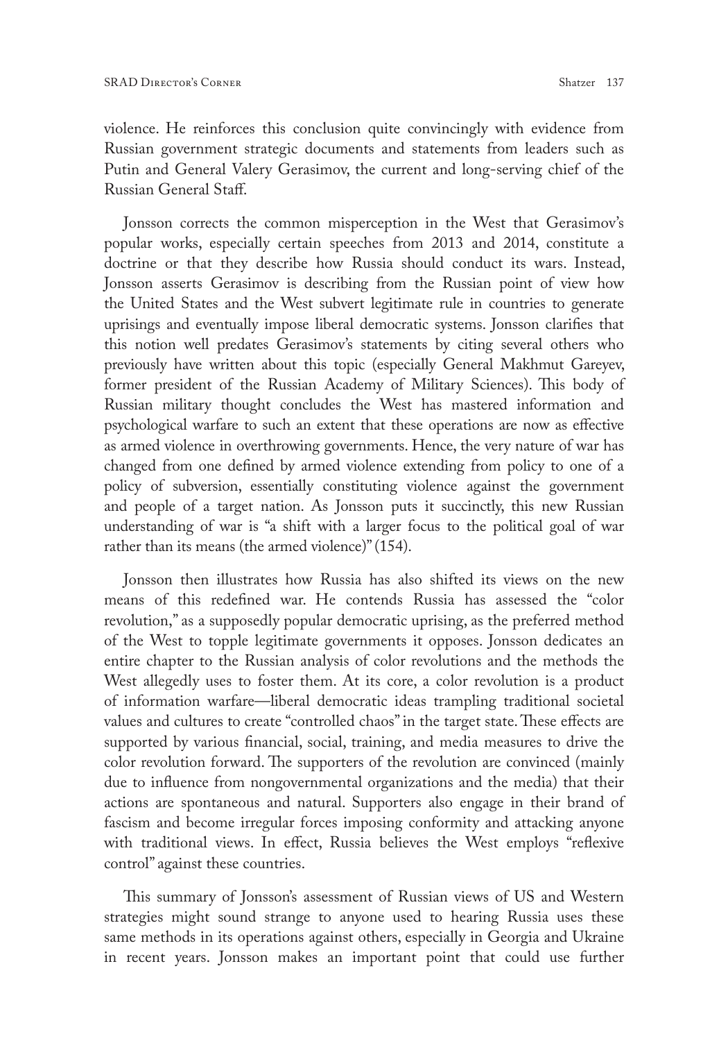violence. He reinforces this conclusion quite convincingly with evidence from Russian government strategic documents and statements from leaders such as Putin and General Valery Gerasimov, the current and long-serving chief of the Russian General Staff.

Jonsson corrects the common misperception in the West that Gerasimov's popular works, especially certain speeches from 2013 and 2014, constitute a doctrine or that they describe how Russia should conduct its wars. Instead, Jonsson asserts Gerasimov is describing from the Russian point of view how the United States and the West subvert legitimate rule in countries to generate uprisings and eventually impose liberal democratic systems. Jonsson clarifies that this notion well predates Gerasimov's statements by citing several others who previously have written about this topic (especially General Makhmut Gareyev, former president of the Russian Academy of Military Sciences). This body of Russian military thought concludes the West has mastered information and psychological warfare to such an extent that these operations are now as effective as armed violence in overthrowing governments. Hence, the very nature of war has changed from one defined by armed violence extending from policy to one of a policy of subversion, essentially constituting violence against the government and people of a target nation. As Jonsson puts it succinctly, this new Russian understanding of war is "a shift with a larger focus to the political goal of war rather than its means (the armed violence)" (154).

Jonsson then illustrates how Russia has also shifted its views on the new means of this redefined war. He contends Russia has assessed the "color revolution," as a supposedly popular democratic uprising, as the preferred method of the West to topple legitimate governments it opposes. Jonsson dedicates an entire chapter to the Russian analysis of color revolutions and the methods the West allegedly uses to foster them. At its core, a color revolution is a product of information warfare—liberal democratic ideas trampling traditional societal values and cultures to create "controlled chaos" in the target state. These effects are supported by various financial, social, training, and media measures to drive the color revolution forward. The supporters of the revolution are convinced (mainly due to influence from nongovernmental organizations and the media) that their actions are spontaneous and natural. Supporters also engage in their brand of fascism and become irregular forces imposing conformity and attacking anyone with traditional views. In effect, Russia believes the West employs "reflexive control" against these countries.

This summary of Jonsson's assessment of Russian views of US and Western strategies might sound strange to anyone used to hearing Russia uses these same methods in its operations against others, especially in Georgia and Ukraine in recent years. Jonsson makes an important point that could use further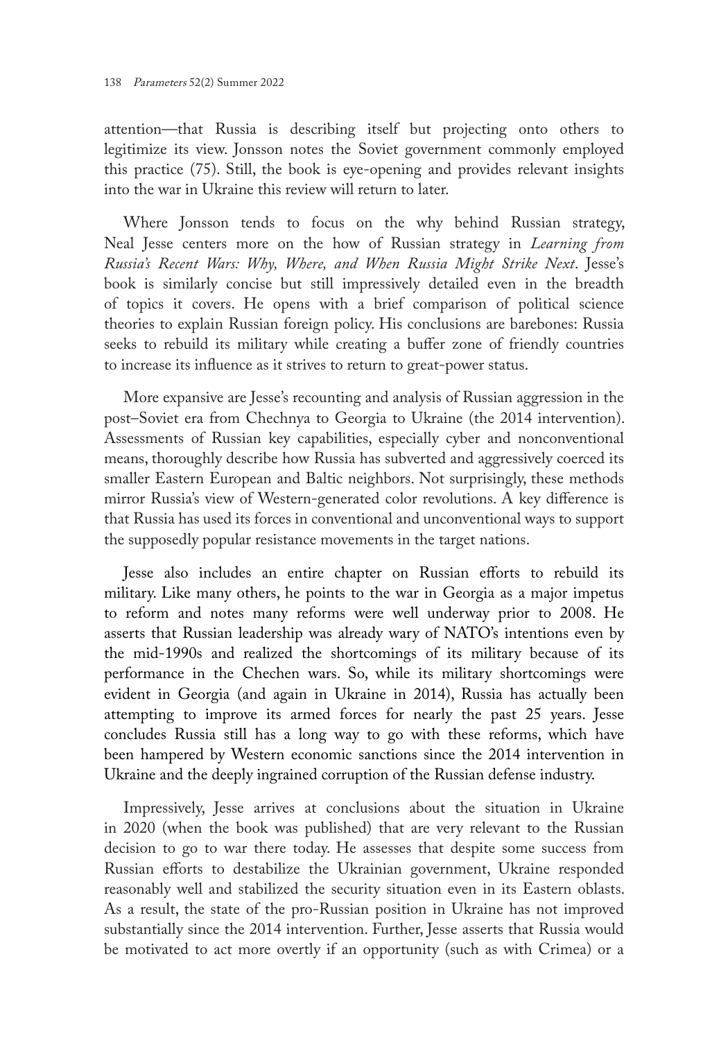attention—that Russia is describing itself but projecting onto others to legitimize its view. Jonsson notes the Soviet government commonly employed this practice (75). Still, the book is eye-opening and provides relevant insights into the war in Ukraine this review will return to later.

Where Jonsson tends to focus on the why behind Russian strategy, Neal Jesse centers more on the how of Russian strategy in *Learning from Russia's Recent Wars: Why, Where, and When Russia Might Strike Next*. Jesse's book is similarly concise but still impressively detailed even in the breadth of topics it covers. He opens with a brief comparison of political science theories to explain Russian foreign policy. His conclusions are barebones: Russia seeks to rebuild its military while creating a buffer zone of friendly countries to increase its influence as it strives to return to great-power status.

More expansive are Jesse's recounting and analysis of Russian aggression in the post–Soviet era from Chechnya to Georgia to Ukraine (the 2014 intervention). Assessments of Russian key capabilities, especially cyber and nonconventional means, thoroughly describe how Russia has subverted and aggressively coerced its smaller Eastern European and Baltic neighbors. Not surprisingly, these methods mirror Russia's view of Western-generated color revolutions. A key difference is that Russia has used its forces in conventional and unconventional ways to support the supposedly popular resistance movements in the target nations.

Jesse also includes an entire chapter on Russian efforts to rebuild its military. Like many others, he points to the war in Georgia as a major impetus to reform and notes many reforms were well underway prior to 2008. He asserts that Russian leadership was already wary of NATO's intentions even by the mid-1990s and realized the shortcomings of its military because of its performance in the Chechen wars. So, while its military shortcomings were evident in Georgia (and again in Ukraine in 2014), Russia has actually been attempting to improve its armed forces for nearly the past 25 years. Jesse concludes Russia still has a long way to go with these reforms, which have been hampered by Western economic sanctions since the 2014 intervention in Ukraine and the deeply ingrained corruption of the Russian defense industry.

Impressively, Jesse arrives at conclusions about the situation in Ukraine in 2020 (when the book was published) that are very relevant to the Russian decision to go to war there today. He assesses that despite some success from Russian efforts to destabilize the Ukrainian government, Ukraine responded reasonably well and stabilized the security situation even in its Eastern oblasts. As a result, the state of the pro-Russian position in Ukraine has not improved substantially since the 2014 intervention. Further, Jesse asserts that Russia would be motivated to act more overtly if an opportunity (such as with Crimea) or a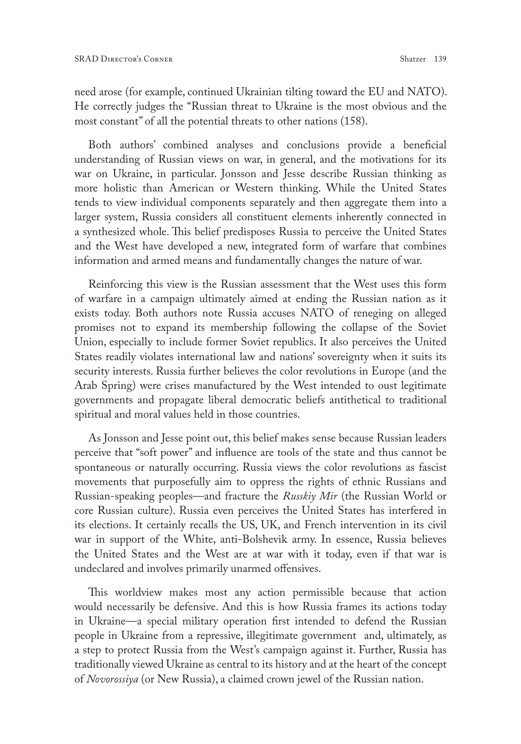need arose (for example, continued Ukrainian tilting toward the EU and NATO). He correctly judges the "Russian threat to Ukraine is the most obvious and the most constant" of all the potential threats to other nations (158).

Both authors' combined analyses and conclusions provide a beneficial understanding of Russian views on war, in general, and the motivations for its war on Ukraine, in particular. Jonsson and Jesse describe Russian thinking as more holistic than American or Western thinking. While the United States tends to view individual components separately and then aggregate them into a larger system, Russia considers all constituent elements inherently connected in a synthesized whole. This belief predisposes Russia to perceive the United States and the West have developed a new, integrated form of warfare that combines information and armed means and fundamentally changes the nature of war.

Reinforcing this view is the Russian assessment that the West uses this form of warfare in a campaign ultimately aimed at ending the Russian nation as it exists today. Both authors note Russia accuses NATO of reneging on alleged promises not to expand its membership following the collapse of the Soviet Union, especially to include former Soviet republics. It also perceives the United States readily violates international law and nations' sovereignty when it suits its security interests. Russia further believes the color revolutions in Europe (and the Arab Spring) were crises manufactured by the West intended to oust legitimate governments and propagate liberal democratic beliefs antithetical to traditional spiritual and moral values held in those countries.

As Jonsson and Jesse point out, this belief makes sense because Russian leaders perceive that "soft power" and influence are tools of the state and thus cannot be spontaneous or naturally occurring. Russia views the color revolutions as fascist movements that purposefully aim to oppress the rights of ethnic Russians and Russian-speaking peoples—and fracture the *Russkiy Mir* (the Russian World or core Russian culture). Russia even perceives the United States has interfered in its elections. It certainly recalls the US, UK, and French intervention in its civil war in support of the White, anti-Bolshevik army. In essence, Russia believes the United States and the West are at war with it today, even if that war is undeclared and involves primarily unarmed offensives.

This worldview makes most any action permissible because that action would necessarily be defensive. And this is how Russia frames its actions today in Ukraine—a special military operation first intended to defend the Russian people in Ukraine from a repressive, illegitimate government and, ultimately, as a step to protect Russia from the West's campaign against it. Further, Russia has traditionally viewed Ukraine as central to its history and at the heart of the concept of *Novorossiya* (or New Russia), a claimed crown jewel of the Russian nation.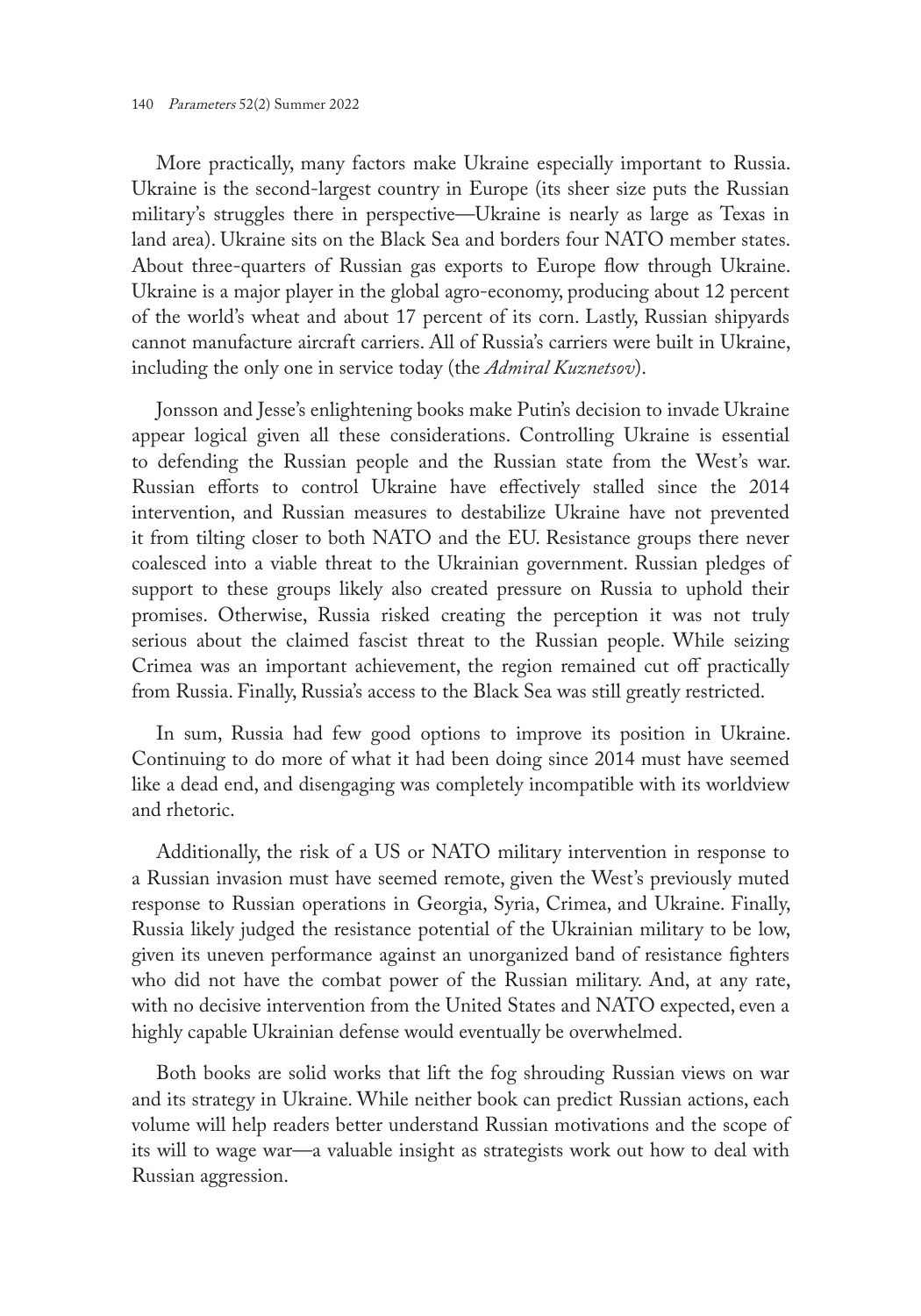More practically, many factors make Ukraine especially important to Russia. Ukraine is the second-largest country in Europe (its sheer size puts the Russian military's struggles there in perspective—Ukraine is nearly as large as Texas in land area). Ukraine sits on the Black Sea and borders four NATO member states. About three-quarters of Russian gas exports to Europe flow through Ukraine. Ukraine is a major player in the global agro-economy, producing about 12 percent of the world's wheat and about 17 percent of its corn. Lastly, Russian shipyards cannot manufacture aircraft carriers. All of Russia's carriers were built in Ukraine, including the only one in service today (the *Admiral Kuznetsov*).

Jonsson and Jesse's enlightening books make Putin's decision to invade Ukraine appear logical given all these considerations. Controlling Ukraine is essential to defending the Russian people and the Russian state from the West's war. Russian efforts to control Ukraine have effectively stalled since the 2014 intervention, and Russian measures to destabilize Ukraine have not prevented it from tilting closer to both NATO and the EU. Resistance groups there never coalesced into a viable threat to the Ukrainian government. Russian pledges of support to these groups likely also created pressure on Russia to uphold their promises. Otherwise, Russia risked creating the perception it was not truly serious about the claimed fascist threat to the Russian people. While seizing Crimea was an important achievement, the region remained cut off practically from Russia. Finally, Russia's access to the Black Sea was still greatly restricted.

In sum, Russia had few good options to improve its position in Ukraine. Continuing to do more of what it had been doing since 2014 must have seemed like a dead end, and disengaging was completely incompatible with its worldview and rhetoric.

Additionally, the risk of a US or NATO military intervention in response to a Russian invasion must have seemed remote, given the West's previously muted response to Russian operations in Georgia, Syria, Crimea, and Ukraine. Finally, Russia likely judged the resistance potential of the Ukrainian military to be low, given its uneven performance against an unorganized band of resistance fighters who did not have the combat power of the Russian military. And, at any rate, with no decisive intervention from the United States and NATO expected, even a highly capable Ukrainian defense would eventually be overwhelmed.

Both books are solid works that lift the fog shrouding Russian views on war and its strategy in Ukraine. While neither book can predict Russian actions, each volume will help readers better understand Russian motivations and the scope of its will to wage war—a valuable insight as strategists work out how to deal with Russian aggression.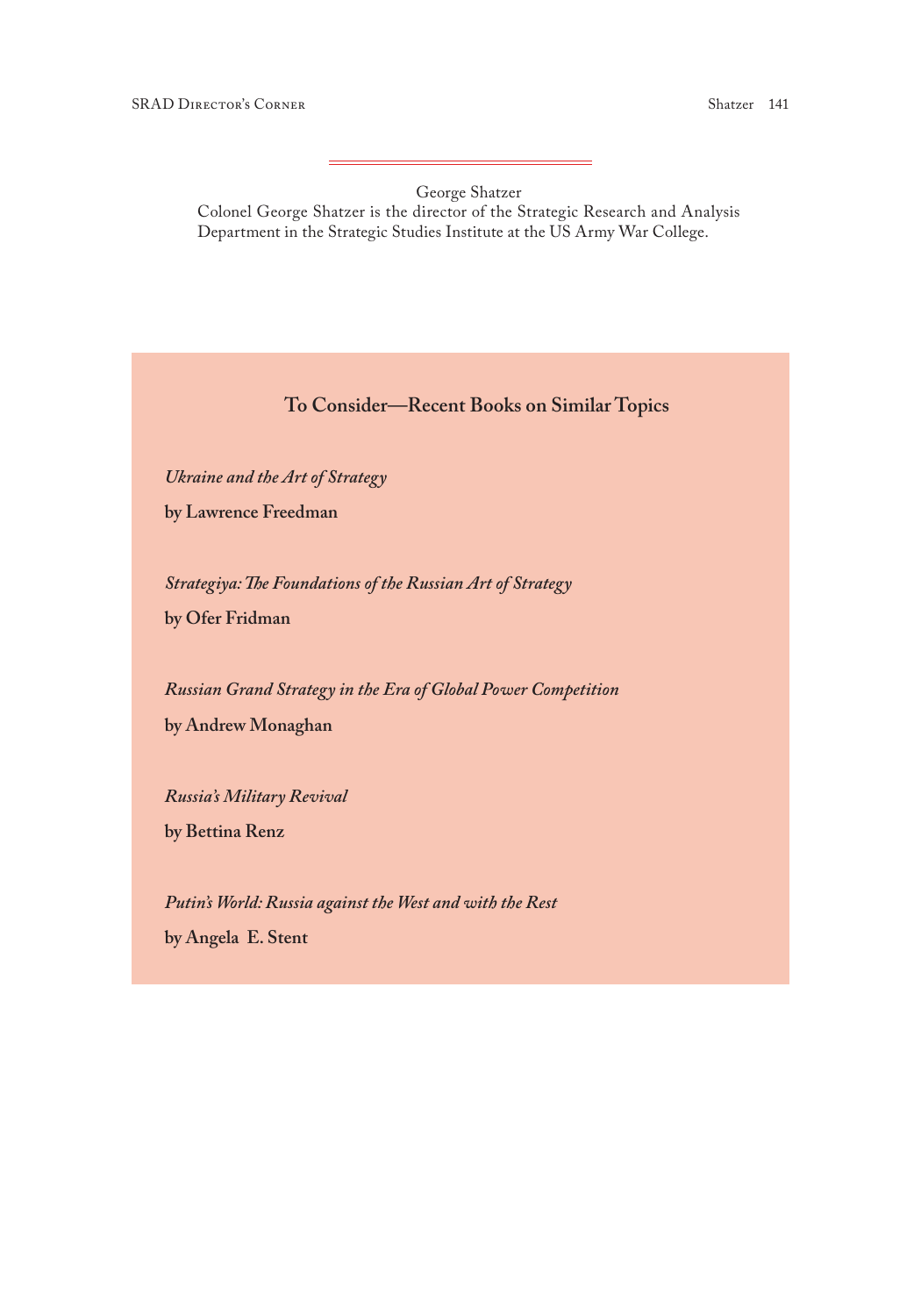George Shatzer

Colonel George Shatzer is the director of the Strategic Research and Analysis Department in the Strategic Studies Institute at the US Army War College.

## To Consider—Recent Books on Similar Topics

*Ukraine and the Art of Strategy*

**by Lawrence Freedman**

*Strategiya: The Foundations of the Russian Art of Strategy*

**by Ofer Fridman**

*Russian Grand Strategy in the Era of Global Power Competition*

**by Andrew Monaghan**

*Russia's Military Revival*

**by Bettina Renz**

*Putin's World: Russia against the West and with the Rest*

**by Angela E. Stent**